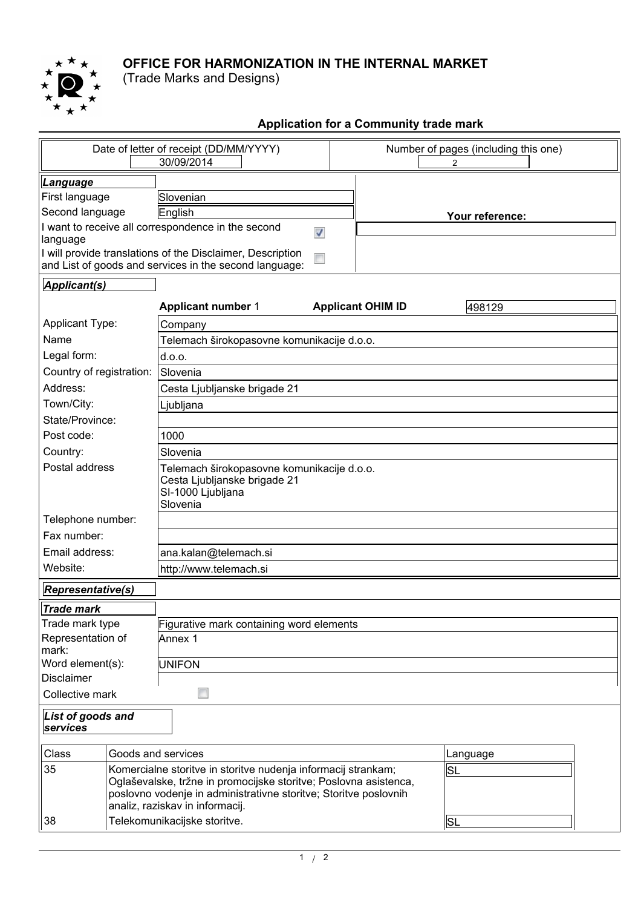# OFFICE FOR HARMONIZATION IN THE INTERNAL MARKET

(Trade Marks and Designs)

## Application for a Community trade mark

| Date of letter of receipt (DD/MM/YYYY) | Number of pages (including this one) |
|---|---|
| 30/09/2014 | 2 |

### *Language*

| | |
|---|---|
| First language | Slovenian |
| Second language | English |
| I want to receive all correspondence in the second language | ☑ |
| I will provide translations of the Disclaimer, Description and List of goods and services in the second language: | ☐ |

**Your reference:**

### *Applicant(s)*

**Applicant number** 1 **Applicant OHIM ID** 498129

| | |
|---|---|
| Applicant Type: | Company |
| Name | Telemach širokopasovne komunikacije d.o.o. |
| Legal form: | d.o.o. |
| Country of registration: | Slovenia |
| Address: | Cesta Ljubljanske brigade 21 |
| Town/City: | Ljubljana |
| State/Province: | |
| Post code: | 1000 |
| Country: | Slovenia |
| Postal address | Telemach širokopasovne komunikacije d.o.o.<br>Cesta Ljubljanske brigade 21<br>SI-1000 Ljubljana<br>Slovenia |
| Telephone number: | |
| Fax number: | |
| Email address: | ana.kalan@telemach.si |
| Website: | http://www.telemach.si |

### *Representative(s)*

### *Trade mark*

| | |
|---|---|
| Trade mark type | Figurative mark containing word elements |
| Representation of mark: | Annex 1 |
| Word element(s): | UNIFON |
| Disclaimer | |
| Collective mark | ☐ |

### *List of goods and services*

| Class | Goods and services | Language |
|---|---|---|
| 35 | Komercialne storitve in storitve nudenja informacij strankam; Oglaševalske, tržne in promocijske storitve; Poslovna asistenca, poslovno vodenje in administrativne storitve; Storitve poslovnih analiz, raziskav in informacij. | SL |
| 38 | Telekomunikacijske storitve. | SL |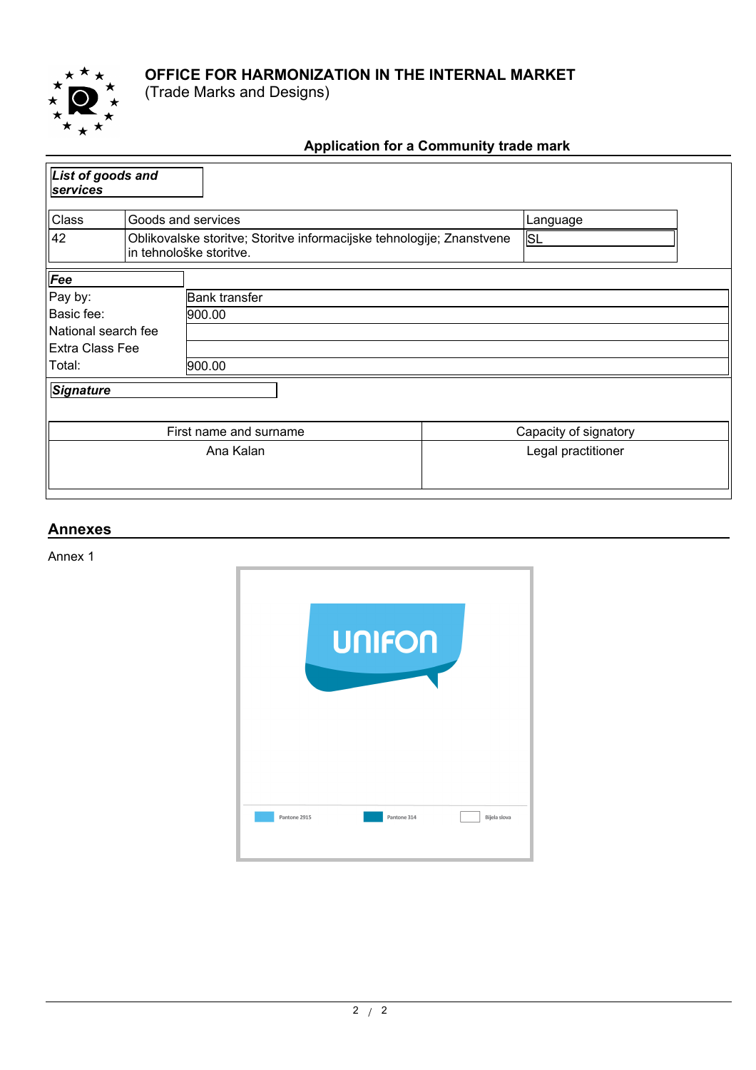# OFFICE FOR HARMONIZATION IN THE INTERNAL MARKET

(Trade Marks and Designs)

## Application for a Community trade mark

***List of goods and services***

| Class | Goods and services | Language |
|---|---|---|
| 42 | Oblikovalske storitve; Storitve informacijske tehnologije; Znanstvene in tehnološke storitve. | SL |

***Fee***

| | |
|---|---|
| Pay by: | Bank transfer |
| Basic fee: | 900.00 |
| National search fee | |
| Extra Class Fee | |
| Total: | 900.00 |

***Signature***

| First name and surname | Capacity of signatory |
|---|---|
| Ana Kalan | Legal practitioner |

## Annexes

Annex 1

UNIFON

Pantone 2915

Pantone 314

Bijela slova